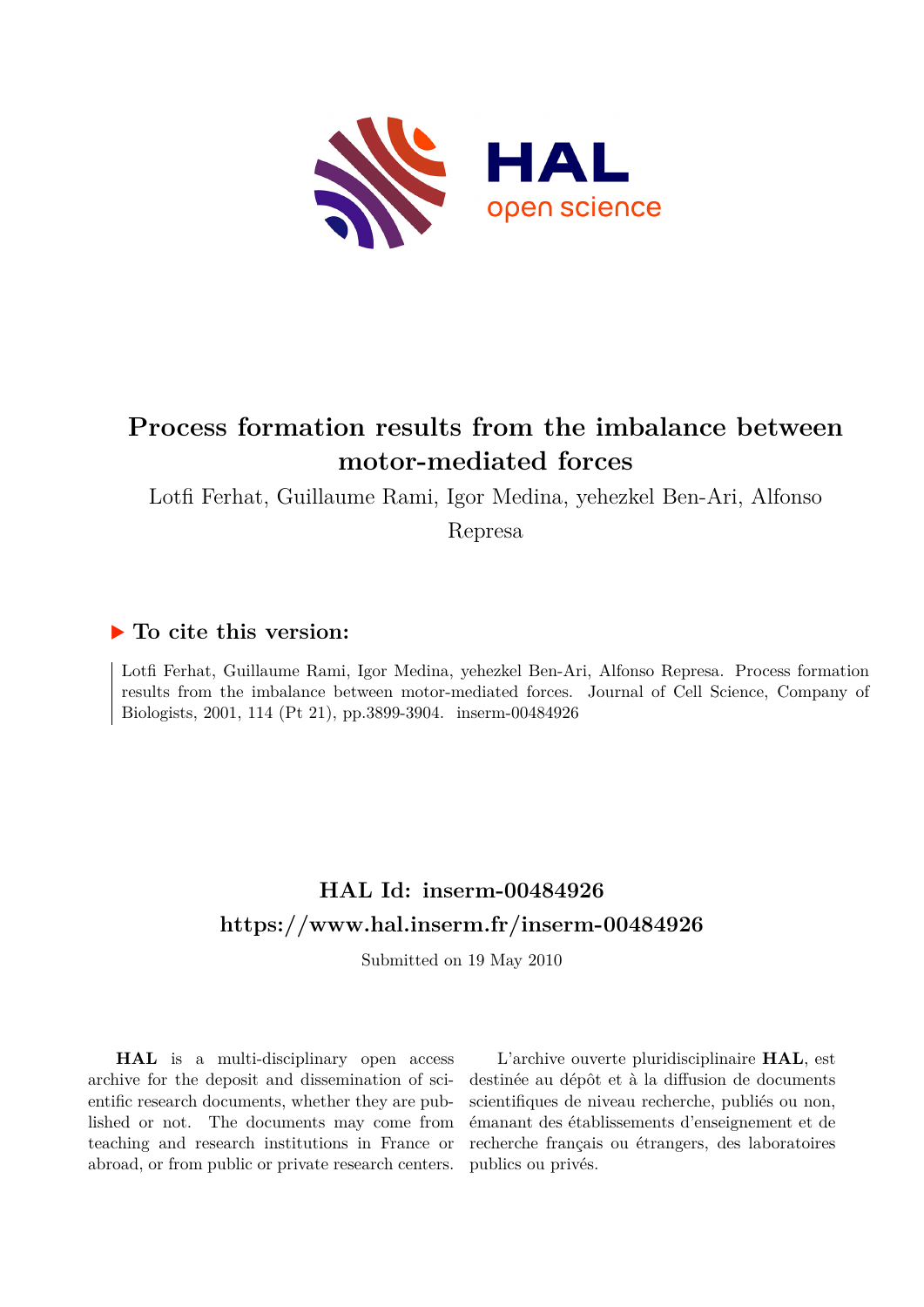# Process formation results from the imbalance between motor-mediated forces

Lotfi Ferhat, Guillaume Rami, Igor Medina, yehezkel Ben-Ari, Alfonso Represa

## ▶ To cite this version:

Lotfi Ferhat, Guillaume Rami, Igor Medina, yehezkel Ben-Ari, Alfonso Represa. Process formation results from the imbalance between motor-mediated forces. Journal of Cell Science, Company of Biologists, 2001, 114 (Pt 21), pp.3899-3904. inserm-00484926

## HAL Id: inserm-00484926

## https://www.hal.inserm.fr/inserm-00484926

Submitted on 19 May 2010

**HAL** is a multi-disciplinary open access archive for the deposit and dissemination of scientific research documents, whether they are published or not. The documents may come from teaching and research institutions in France or abroad, or from public or private research centers.

L'archive ouverte pluridisciplinaire **HAL**, est destinée au dépôt et à la diffusion de documents scientifiques de niveau recherche, publiés ou non, émanant des établissements d'enseignement et de recherche français ou étrangers, des laboratoires publics ou privés.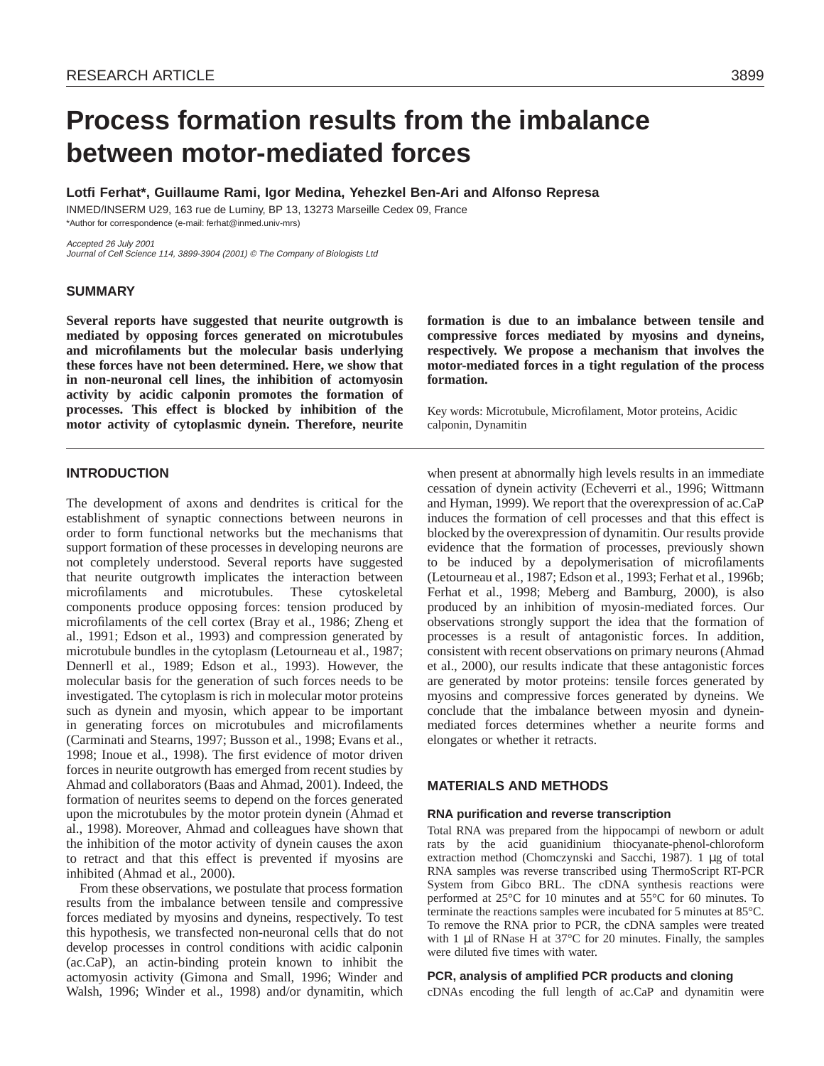# Process formation results from the imbalance between motor-mediated forces

**Lotfi Ferhat\*, Guillaume Rami, Igor Medina, Yehezkel Ben-Ari and Alfonso Represa**

INMED/INSERM U29, 163 rue de Luminy, BP 13, 13273 Marseille Cedex 09, France

\*Author for correspondence (e-mail: ferhat@inmed.univ-mrs)

*Accepted 26 July 2001*

*Journal of Cell Science 114, 3899-3904 (2001) © The Company of Biologists Ltd*

## SUMMARY

**Several reports have suggested that neurite outgrowth is mediated by opposing forces generated on microtubules and microfilaments but the molecular basis underlying these forces have not been determined. Here, we show that in non-neuronal cell lines, the inhibition of actomyosin activity by acidic calponin promotes the formation of processes. This effect is blocked by inhibition of the motor activity of cytoplasmic dynein. Therefore, neurite formation is due to an imbalance between tensile and compressive forces mediated by myosins and dyneins, respectively. We propose a mechanism that involves the motor-mediated forces in a tight regulation of the process formation.**

Key words: Microtubule, Microfilament, Motor proteins, Acidic calponin, Dynamitin

## INTRODUCTION

The development of axons and dendrites is critical for the establishment of synaptic connections between neurons in order to form functional networks but the mechanisms that support formation of these processes in developing neurons are not completely understood. Several reports have suggested that neurite outgrowth implicates the interaction between microfilaments and microtubules. These cytoskeletal components produce opposing forces: tension produced by microfilaments of the cell cortex (Bray et al., 1986; Zheng et al., 1991; Edson et al., 1993) and compression generated by microtubule bundles in the cytoplasm (Letourneau et al., 1987; Dennerll et al., 1989; Edson et al., 1993). However, the molecular basis for the generation of such forces needs to be investigated. The cytoplasm is rich in molecular motor proteins such as dynein and myosin, which appear to be important in generating forces on microtubules and microfilaments (Carminati and Stearns, 1997; Busson et al., 1998; Evans et al., 1998; Inoue et al., 1998). The first evidence of motor driven forces in neurite outgrowth has emerged from recent studies by Ahmad and collaborators (Baas and Ahmad, 2001). Indeed, the formation of neurites seems to depend on the forces generated upon the microtubules by the motor protein dynein (Ahmad et al., 1998). Moreover, Ahmad and colleagues have shown that the inhibition of the motor activity of dynein causes the axon to retract and that this effect is prevented if myosins are inhibited (Ahmad et al., 2000).

From these observations, we postulate that process formation results from the imbalance between tensile and compressive forces mediated by myosins and dyneins, respectively. To test this hypothesis, we transfected non-neuronal cells that do not develop processes in control conditions with acidic calponin (ac.CaP), an actin-binding protein known to inhibit the actomyosin activity (Gimona and Small, 1996; Winder and Walsh, 1996; Winder et al., 1998) and/or dynamitin, which when present at abnormally high levels results in an immediate cessation of dynein activity (Echeverri et al., 1996; Wittmann and Hyman, 1999). We report that the overexpression of ac.CaP induces the formation of cell processes and that this effect is blocked by the overexpression of dynamitin. Our results provide evidence that the formation of processes, previously shown to be induced by a depolymerisation of microfilaments (Letourneau et al., 1987; Edson et al., 1993; Ferhat et al., 1996b; Ferhat et al., 1998; Meberg and Bamburg, 2000), is also produced by an inhibition of myosin-mediated forces. Our observations strongly support the idea that the formation of processes is a result of antagonistic forces. In addition, consistent with recent observations on primary neurons (Ahmad et al., 2000), our results indicate that these antagonistic forces are generated by motor proteins: tensile forces generated by myosins and compressive forces generated by dyneins. We conclude that the imbalance between myosin and dynein-mediated forces determines whether a neurite forms and elongates or whether it retracts.

## MATERIALS AND METHODS

### RNA purification and reverse transcription

Total RNA was prepared from the hippocampi of newborn or adult rats by the acid guanidinium thiocyanate-phenol-chloroform extraction method (Chomczynski and Sacchi, 1987). 1 μg of total RNA samples was reverse transcribed using ThermoScript RT-PCR System from Gibco BRL. The cDNA synthesis reactions were performed at 25°C for 10 minutes and at 55°C for 60 minutes. To terminate the reactions samples were incubated for 5 minutes at 85°C. To remove the RNA prior to PCR, the cDNA samples were treated with 1 μl of RNase H at 37°C for 20 minutes. Finally, the samples were diluted five times with water.

### PCR, analysis of amplified PCR products and cloning

cDNAs encoding the full length of ac.CaP and dynamitin were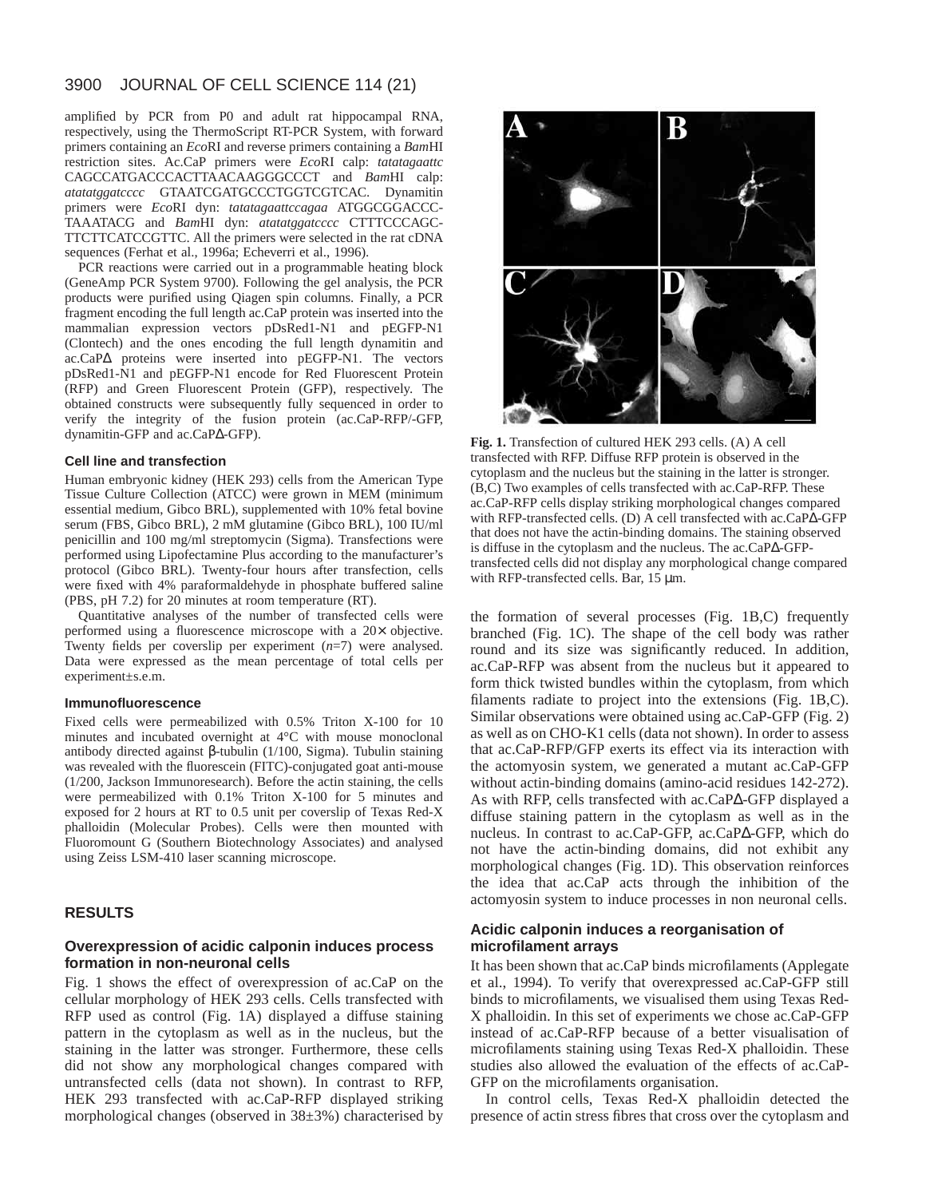amplified by PCR from P0 and adult rat hippocampal RNA, respectively, using the ThermoScript RT-PCR System, with forward primers containing an *Eco*RI and reverse primers containing a *Bam*HI restriction sites. Ac.CaP primers were *Eco*RI calp: *tatatagaattc* CAGCCATGACCCACTTAACAAGGGCCCT and *Bam*HI calp: *atatatggatcccc* GTAATCGATGCCCTGGTCGTCAC. Dynamitin primers were *Eco*RI dyn: *tatatagaattccagaa* ATGGCGGACCC-TAAATACG and *Bam*HI dyn: *atatatggatcccc* CTTTCCCAGC-TTCTTCATCCGTTC. All the primers were selected in the rat cDNA sequences (Ferhat et al., 1996a; Echeverri et al., 1996).

PCR reactions were carried out in a programmable heating block (GeneAmp PCR System 9700). Following the gel analysis, the PCR products were purified using Qiagen spin columns. Finally, a PCR fragment encoding the full length ac.CaP protein was inserted into the mammalian expression vectors pDsRed1-N1 and pEGFP-N1 (Clontech) and the ones encoding the full length dynamitin and ac.CaPΔ proteins were inserted into pEGFP-N1. The vectors pDsRed1-N1 and pEGFP-N1 encode for Red Fluorescent Protein (RFP) and Green Fluorescent Protein (GFP), respectively. The obtained constructs were subsequently fully sequenced in order to verify the integrity of the fusion protein (ac.CaP-RFP/-GFP, dynamitin-GFP and ac.CaPΔ-GFP).

#### Cell line and transfection

Human embryonic kidney (HEK 293) cells from the American Type Tissue Culture Collection (ATCC) were grown in MEM (minimum essential medium, Gibco BRL), supplemented with 10% fetal bovine serum (FBS, Gibco BRL), 2 mM glutamine (Gibco BRL), 100 IU/ml penicillin and 100 mg/ml streptomycin (Sigma). Transfections were performed using Lipofectamine Plus according to the manufacturer's protocol (Gibco BRL). Twenty-four hours after transfection, cells were fixed with 4% paraformaldehyde in phosphate buffered saline (PBS, pH 7.2) for 20 minutes at room temperature (RT).

Quantitative analyses of the number of transfected cells were performed using a fluorescence microscope with a 20× objective. Twenty fields per coverslip per experiment ($n$=7) were analysed. Data were expressed as the mean percentage of total cells per experiment±s.e.m.

#### Immunofluorescence

Fixed cells were permeabilized with 0.5% Triton X-100 for 10 minutes and incubated overnight at 4°C with mouse monoclonal antibody directed against β-tubulin (1/100, Sigma). Tubulin staining was revealed with the fluorescein (FITC)-conjugated goat anti-mouse (1/200, Jackson Immunoresearch). Before the actin staining, the cells were permeabilized with 0.1% Triton X-100 for 5 minutes and exposed for 2 hours at RT to 0.5 unit per coverslip of Texas Red-X phalloidin (Molecular Probes). Cells were then mounted with Fluoromount G (Southern Biotechnology Associates) and analysed using Zeiss LSM-410 laser scanning microscope.

## RESULTS

### Overexpression of acidic calponin induces process formation in non-neuronal cells

Fig. 1 shows the effect of overexpression of ac.CaP on the cellular morphology of HEK 293 cells. Cells transfected with RFP used as control (Fig. 1A) displayed a diffuse staining pattern in the cytoplasm as well as in the nucleus, but the staining in the latter was stronger. Furthermore, these cells did not show any morphological changes compared with untransfected cells (data not shown). In contrast to RFP, HEK 293 transfected with ac.CaP-RFP displayed striking morphological changes (observed in 38±3%) characterised by the formation of several processes (Fig. 1B,C) frequently branched (Fig. 1C). The shape of the cell body was rather round and its size was significantly reduced. In addition, ac.CaP-RFP was absent from the nucleus but it appeared to form thick twisted bundles within the cytoplasm, from which filaments radiate to project into the extensions (Fig. 1B,C). Similar observations were obtained using ac.CaP-GFP (Fig. 2) as well as on CHO-K1 cells (data not shown). In order to assess that ac.CaP-RFP/GFP exerts its effect via its interaction with the actomyosin system, we generated a mutant ac.CaP-GFP without actin-binding domains (amino-acid residues 142-272). As with RFP, cells transfected with ac.CaPΔ-GFP displayed a diffuse staining pattern in the cytoplasm as well as in the nucleus. In contrast to ac.CaP-GFP, ac.CaPΔ-GFP, which do not have the actin-binding domains, did not exhibit any morphological changes (Fig. 1D). This observation reinforces the idea that ac.CaP acts through the inhibition of the actomyosin system to induce processes in non neuronal cells.

**Fig. 1.** Transfection of cultured HEK 293 cells. (A) A cell transfected with RFP. Diffuse RFP protein is observed in the cytoplasm and the nucleus but the staining in the latter is stronger. (B,C) Two examples of cells transfected with ac.CaP-RFP. These ac.CaP-RFP cells display striking morphological changes compared with RFP-transfected cells. (D) A cell transfected with ac.CaPΔ-GFP that does not have the actin-binding domains. The staining observed is diffuse in the cytoplasm and the nucleus. The ac.CaPΔ-GFP-transfected cells did not display any morphological change compared with RFP-transfected cells. Bar, 15 μm.

### Acidic calponin induces a reorganisation of microfilament arrays

It has been shown that ac.CaP binds microfilaments (Applegate et al., 1994). To verify that overexpressed ac.CaP-GFP still binds to microfilaments, we visualised them using Texas Red-X phalloidin. In this set of experiments we chose ac.CaP-GFP instead of ac.CaP-RFP because of a better visualisation of microfilaments staining using Texas Red-X phalloidin. These studies also allowed the evaluation of the effects of ac.CaP-GFP on the microfilaments organisation.

In control cells, Texas Red-X phalloidin detected the presence of actin stress fibres that cross over the cytoplasm and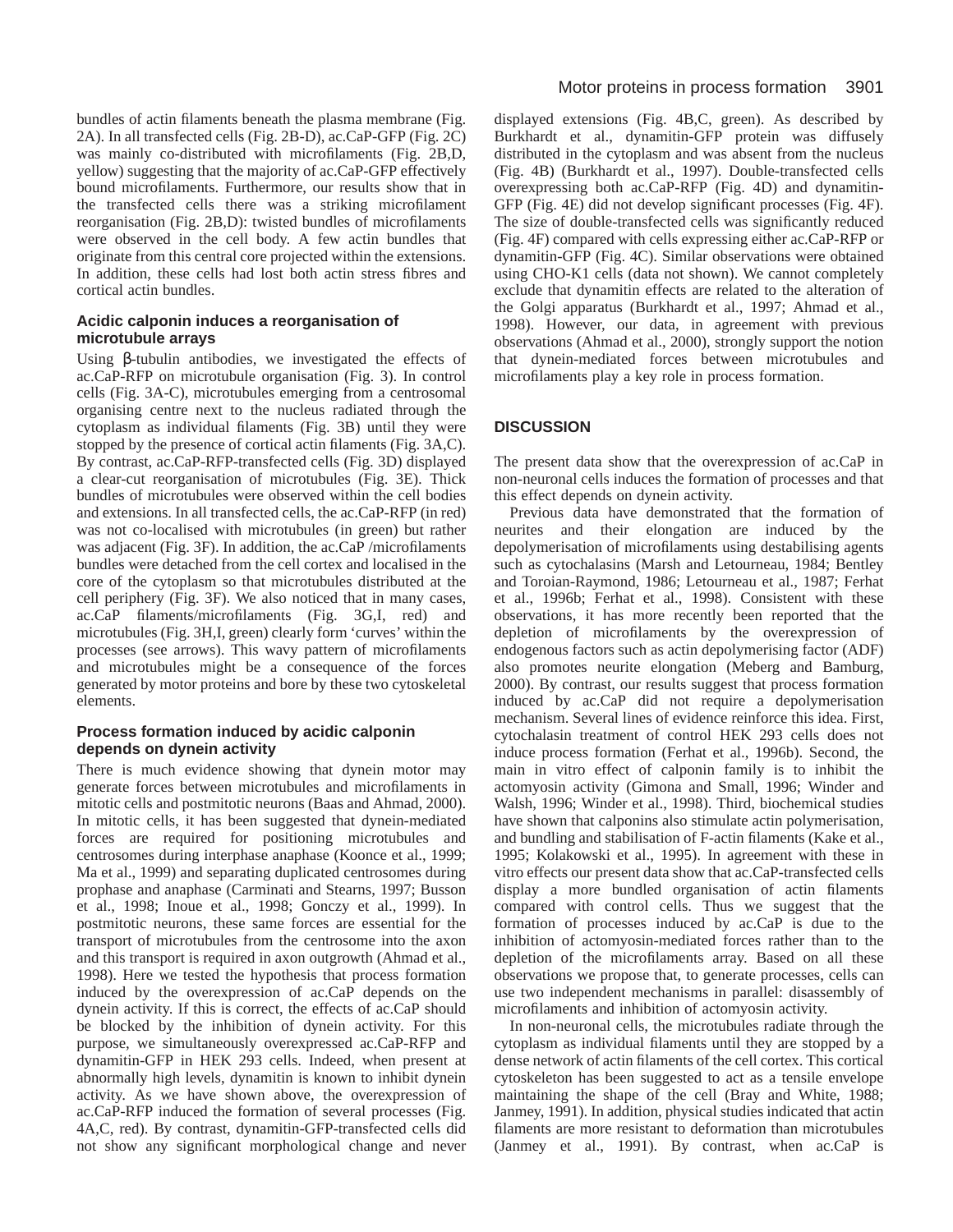bundles of actin filaments beneath the plasma membrane (Fig. 2A). In all transfected cells (Fig. 2B-D), ac.CaP-GFP (Fig. 2C) was mainly co-distributed with microfilaments (Fig. 2B,D, yellow) suggesting that the majority of ac.CaP-GFP effectively bound microfilaments. Furthermore, our results show that in the transfected cells there was a striking microfilament reorganisation (Fig. 2B,D): twisted bundles of microfilaments were observed in the cell body. A few actin bundles that originate from this central core projected within the extensions. In addition, these cells had lost both actin stress fibres and cortical actin bundles.

### Acidic calponin induces a reorganisation of microtubule arrays

Using β-tubulin antibodies, we investigated the effects of ac.CaP-RFP on microtubule organisation (Fig. 3). In control cells (Fig. 3A-C), microtubules emerging from a centrosomal organising centre next to the nucleus radiated through the cytoplasm as individual filaments (Fig. 3B) until they were stopped by the presence of cortical actin filaments (Fig. 3A,C). By contrast, ac.CaP-RFP-transfected cells (Fig. 3D) displayed a clear-cut reorganisation of microtubules (Fig. 3E). Thick bundles of microtubules were observed within the cell bodies and extensions. In all transfected cells, the ac.CaP-RFP (in red) was not co-localised with microtubules (in green) but rather was adjacent (Fig. 3F). In addition, the ac.CaP /microfilaments bundles were detached from the cell cortex and localised in the core of the cytoplasm so that microtubules distributed at the cell periphery (Fig. 3F). We also noticed that in many cases, ac.CaP filaments/microfilaments (Fig. 3G,I, red) and microtubules (Fig. 3H,I, green) clearly form 'curves' within the processes (see arrows). This wavy pattern of microfilaments and microtubules might be a consequence of the forces generated by motor proteins and bore by these two cytoskeletal elements.

### Process formation induced by acidic calponin depends on dynein activity

There is much evidence showing that dynein motor may generate forces between microtubules and microfilaments in mitotic cells and postmitotic neurons (Baas and Ahmad, 2000). In mitotic cells, it has been suggested that dynein-mediated forces are required for positioning microtubules and centrosomes during interphase anaphase (Koonce et al., 1999; Ma et al., 1999) and separating duplicated centrosomes during prophase and anaphase (Carminati and Stearns, 1997; Busson et al., 1998; Inoue et al., 1998; Gonczy et al., 1999). In postmitotic neurons, these same forces are essential for the transport of microtubules from the centrosome into the axon and this transport is required in axon outgrowth (Ahmad et al., 1998). Here we tested the hypothesis that process formation induced by the overexpression of ac.CaP depends on the dynein activity. If this is correct, the effects of ac.CaP should be blocked by the inhibition of dynein activity. For this purpose, we simultaneously overexpressed ac.CaP-RFP and dynamitin-GFP in HEK 293 cells. Indeed, when present at abnormally high levels, dynamitin is known to inhibit dynein activity. As we have shown above, the overexpression of ac.CaP-RFP induced the formation of several processes (Fig. 4A,C, red). By contrast, dynamitin-GFP-transfected cells did not show any significant morphological change and never displayed extensions (Fig. 4B,C, green). As described by Burkhardt et al., dynamitin-GFP protein was diffusely distributed in the cytoplasm and was absent from the nucleus (Fig. 4B) (Burkhardt et al., 1997). Double-transfected cells overexpressing both ac.CaP-RFP (Fig. 4D) and dynamitin-GFP (Fig. 4E) did not develop significant processes (Fig. 4F). The size of double-transfected cells was significantly reduced (Fig. 4F) compared with cells expressing either ac.CaP-RFP or dynamitin-GFP (Fig. 4C). Similar observations were obtained using CHO-K1 cells (data not shown). We cannot completely exclude that dynamitin effects are related to the alteration of the Golgi apparatus (Burkhardt et al., 1997; Ahmad et al., 1998). However, our data, in agreement with previous observations (Ahmad et al., 2000), strongly support the notion that dynein-mediated forces between microtubules and microfilaments play a key role in process formation.

## DISCUSSION

The present data show that the overexpression of ac.CaP in non-neuronal cells induces the formation of processes and that this effect depends on dynein activity.

Previous data have demonstrated that the formation of neurites and their elongation are induced by the depolymerisation of microfilaments using destabilising agents such as cytochalasins (Marsh and Letourneau, 1984; Bentley and Toroian-Raymond, 1986; Letourneau et al., 1987; Ferhat et al., 1996b; Ferhat et al., 1998). Consistent with these observations, it has more recently been reported that the depletion of microfilaments by the overexpression of endogenous factors such as actin depolymerising factor (ADF) also promotes neurite elongation (Meberg and Bamburg, 2000). By contrast, our results suggest that process formation induced by ac.CaP did not require a depolymerisation mechanism. Several lines of evidence reinforce this idea. First, cytochalasin treatment of control HEK 293 cells does not induce process formation (Ferhat et al., 1996b). Second, the main in vitro effect of calponin family is to inhibit the actomyosin activity (Gimona and Small, 1996; Winder and Walsh, 1996; Winder et al., 1998). Third, biochemical studies have shown that calponins also stimulate actin polymerisation, and bundling and stabilisation of F-actin filaments (Kake et al., 1995; Kolakowski et al., 1995). In agreement with these in vitro effects our present data show that ac.CaP-transfected cells display a more bundled organisation of actin filaments compared with control cells. Thus we suggest that the formation of processes induced by ac.CaP is due to the inhibition of actomyosin-mediated forces rather than to the depletion of the microfilaments array. Based on all these observations we propose that, to generate processes, cells can use two independent mechanisms in parallel: disassembly of microfilaments and inhibition of actomyosin activity.

In non-neuronal cells, the microtubules radiate through the cytoplasm as individual filaments until they are stopped by a dense network of actin filaments of the cell cortex. This cortical cytoskeleton has been suggested to act as a tensile envelope maintaining the shape of the cell (Bray and White, 1988; Janmey, 1991). In addition, physical studies indicated that actin filaments are more resistant to deformation than microtubules (Janmey et al., 1991). By contrast, when ac.CaP is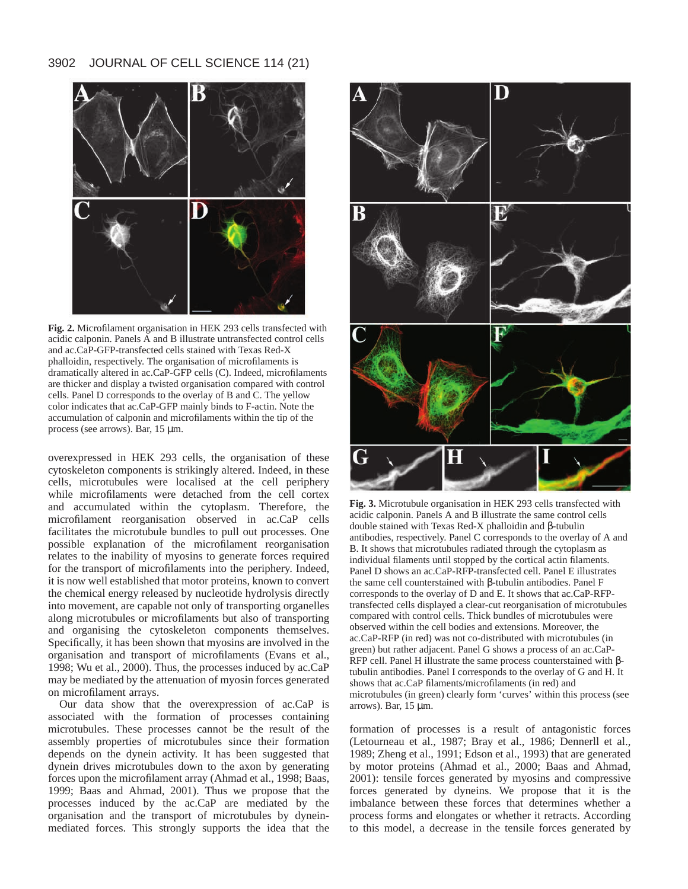**Fig. 2.** Microfilament organisation in HEK 293 cells transfected with acidic calponin. Panels A and B illustrate untransfected control cells and ac.CaP-GFP-transfected cells stained with Texas Red-X phalloidin, respectively. The organisation of microfilaments is dramatically altered in ac.CaP-GFP cells (C). Indeed, microfilaments are thicker and display a twisted organisation compared with control cells. Panel D corresponds to the overlay of B and C. The yellow color indicates that ac.CaP-GFP mainly binds to F-actin. Note the accumulation of calponin and microfilaments within the tip of the process (see arrows). Bar, 15 μm.

overexpressed in HEK 293 cells, the organisation of these cytoskeleton components is strikingly altered. Indeed, in these cells, microtubules were localised at the cell periphery while microfilaments were detached from the cell cortex and accumulated within the cytoplasm. Therefore, the microfilament reorganisation observed in ac.CaP cells facilitates the microtubule bundles to pull out processes. One possible explanation of the microfilament reorganisation relates to the inability of myosins to generate forces required for the transport of microfilaments into the periphery. Indeed, it is now well established that motor proteins, known to convert the chemical energy released by nucleotide hydrolysis directly into movement, are capable not only of transporting organelles along microtubules or microfilaments but also of transporting and organising the cytoskeleton components themselves. Specifically, it has been shown that myosins are involved in the organisation and transport of microfilaments (Evans et al., 1998; Wu et al., 2000). Thus, the processes induced by ac.CaP may be mediated by the attenuation of myosin forces generated on microfilament arrays.

Our data show that the overexpression of ac.CaP is associated with the formation of processes containing microtubules. These processes cannot be the result of the assembly properties of microtubules since their formation depends on the dynein activity. It has been suggested that dynein drives microtubules down to the axon by generating forces upon the microfilament array (Ahmad et al., 1998; Baas, 1999; Baas and Ahmad, 2001). Thus we propose that the processes induced by the ac.CaP are mediated by the organisation and the transport of microtubules by dynein-mediated forces. This strongly supports the idea that the formation of processes is a result of antagonistic forces (Letourneau et al., 1987; Bray et al., 1986; Dennerll et al., 1989; Zheng et al., 1991; Edson et al., 1993) that are generated by motor proteins (Ahmad et al., 2000; Baas and Ahmad, 2001): tensile forces generated by myosins and compressive forces generated by dyneins. We propose that it is the imbalance between these forces that determines whether a process forms and elongates or whether it retracts. According to this model, a decrease in the tensile forces generated by

**Fig. 3.** Microtubule organisation in HEK 293 cells transfected with acidic calponin. Panels A and B illustrate the same control cells double stained with Texas Red-X phalloidin and β-tubulin antibodies, respectively. Panel C corresponds to the overlay of A and B. It shows that microtubules radiated through the cytoplasm as individual filaments until stopped by the cortical actin filaments. Panel D shows an ac.CaP-RFP-transfected cell. Panel E illustrates the same cell counterstained with β-tubulin antibodies. Panel F corresponds to the overlay of D and E. It shows that ac.CaP-RFP-transfected cells displayed a clear-cut reorganisation of microtubules compared with control cells. Thick bundles of microtubules were observed within the cell bodies and extensions. Moreover, the ac.CaP-RFP (in red) was not co-distributed with microtubules (in green) but rather adjacent. Panel G shows a process of an ac.CaP-RFP cell. Panel H illustrate the same process counterstained with β-tubulin antibodies. Panel I corresponds to the overlay of G and H. It shows that ac.CaP filaments/microfilaments (in red) and microtubules (in green) clearly form 'curves' within this process (see arrows). Bar, 15 μm.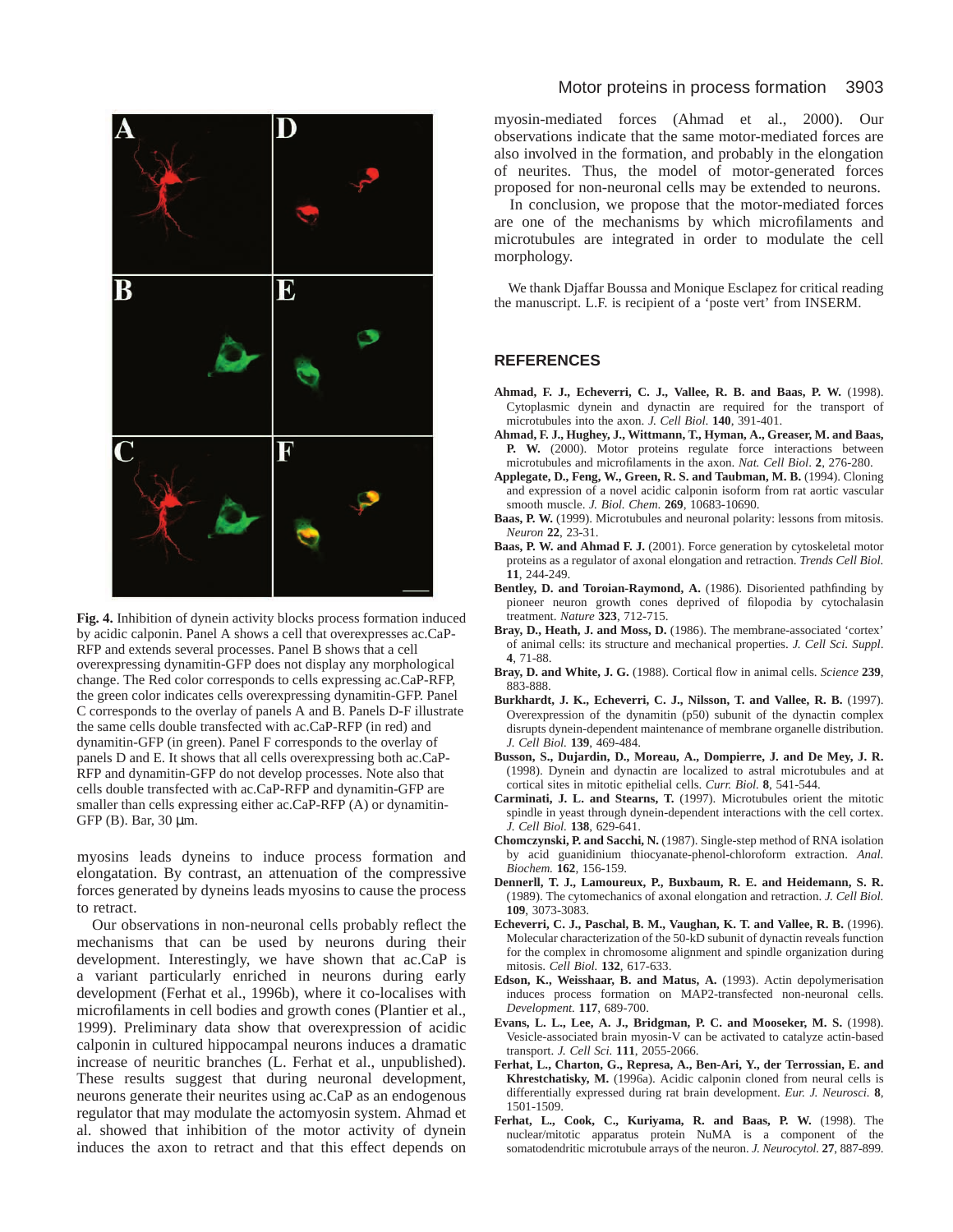**Fig. 4.** Inhibition of dynein activity blocks process formation induced by acidic calponin. Panel A shows a cell that overexpresses ac.CaP-RFP and extends several processes. Panel B shows that a cell overexpressing dynamitin-GFP does not display any morphological change. The Red color corresponds to cells expressing ac.CaP-RFP, the green color indicates cells overexpressing dynamitin-GFP. Panel C corresponds to the overlay of panels A and B. Panels D-F illustrate the same cells double transfected with ac.CaP-RFP (in red) and dynamitin-GFP (in green). Panel F corresponds to the overlay of panels D and E. It shows that all cells overexpressing both ac.CaP-RFP and dynamitin-GFP do not develop processes. Note also that cells double transfected with ac.CaP-RFP and dynamitin-GFP are smaller than cells expressing either ac.CaP-RFP (A) or dynamitin-GFP (B). Bar, 30 μm.

myosins leads dyneins to induce process formation and elongatation. By contrast, an attenuation of the compressive forces generated by dyneins leads myosins to cause the process to retract.

Our observations in non-neuronal cells probably reflect the mechanisms that can be used by neurons during their development. Interestingly, we have shown that ac.CaP is a variant particularly enriched in neurons during early development (Ferhat et al., 1996b), where it co-localises with microfilaments in cell bodies and growth cones (Plantier et al., 1999). Preliminary data show that overexpression of acidic calponin in cultured hippocampal neurons induces a dramatic increase of neuritic branches (L. Ferhat et al., unpublished). These results suggest that during neuronal development, neurons generate their neurites using ac.CaP as an endogenous regulator that may modulate the actomyosin system. Ahmad et al. showed that inhibition of the motor activity of dynein induces the axon to retract and that this effect depends on myosin-mediated forces (Ahmad et al., 2000). Our observations indicate that the same motor-mediated forces are also involved in the formation, and probably in the elongation of neurites. Thus, the model of motor-generated forces proposed for non-neuronal cells may be extended to neurons.

In conclusion, we propose that the motor-mediated forces are one of the mechanisms by which microfilaments and microtubules are integrated in order to modulate the cell morphology.

We thank Djaffar Boussa and Monique Esclapez for critical reading the manuscript. L.F. is recipient of a 'poste vert' from INSERM.

## REFERENCES

**Ahmad, F. J., Echeverri, C. J., Vallee, R. B. and Baas, P. W.** (1998). Cytoplasmic dynein and dynactin are required for the transport of microtubules into the axon. *J. Cell Biol.* **140**, 391-401.

**Ahmad, F. J., Hughey, J., Wittmann, T., Hyman, A., Greaser, M. and Baas, P. W.** (2000). Motor proteins regulate force interactions between microtubules and microfilaments in the axon. *Nat. Cell Biol.* **2**, 276-280.

**Applegate, D., Feng, W., Green, R. S. and Taubman, M. B.** (1994). Cloning and expression of a novel acidic calponin isoform from rat aortic vascular smooth muscle. *J. Biol. Chem.* **269**, 10683-10690.

**Baas, P. W.** (1999). Microtubules and neuronal polarity: lessons from mitosis. *Neuron* **22**, 23-31.

**Baas, P. W. and Ahmad F. J.** (2001). Force generation by cytoskeletal motor proteins as a regulator of axonal elongation and retraction. *Trends Cell Biol.* **11**, 244-249.

**Bentley, D. and Toroian-Raymond, A.** (1986). Disoriented pathfinding by pioneer neuron growth cones deprived of filopodia by cytochalasin treatment. *Nature* **323**, 712-715.

**Bray, D., Heath, J. and Moss, D.** (1986). The membrane-associated 'cortex' of animal cells: its structure and mechanical properties. *J. Cell Sci. Suppl.* **4**, 71-88.

**Bray, D. and White, J. G.** (1988). Cortical flow in animal cells. *Science* **239**, 883-888.

**Burkhardt, J. K., Echeverri, C. J., Nilsson, T. and Vallee, R. B.** (1997). Overexpression of the dynamitin (p50) subunit of the dynactin complex disrupts dynein-dependent maintenance of membrane organelle distribution. *J. Cell Biol.* **139**, 469-484.

**Busson, S., Dujardin, D., Moreau, A., Dompierre, J. and De Mey, J. R.** (1998). Dynein and dynactin are localized to astral microtubules and at cortical sites in mitotic epithelial cells. *Curr. Biol.* **8**, 541-544.

**Carminati, J. L. and Stearns, T.** (1997). Microtubules orient the mitotic spindle in yeast through dynein-dependent interactions with the cell cortex. *J. Cell Biol.* **138**, 629-641.

**Chomczynski, P. and Sacchi, N.** (1987). Single-step method of RNA isolation by acid guanidinium thiocyanate-phenol-chloroform extraction. *Anal. Biochem.* **162**, 156-159.

**Dennerll, T. J., Lamoureux, P., Buxbaum, R. E. and Heidemann, S. R.** (1989). The cytomechanics of axonal elongation and retraction. *J. Cell Biol.* **109**, 3073-3083.

**Echeverri, C. J., Paschal, B. M., Vaughan, K. T. and Vallee, R. B.** (1996). Molecular characterization of the 50-kD subunit of dynactin reveals function for the complex in chromosome alignment and spindle organization during mitosis. *Cell Biol.* **132**, 617-633.

**Edson, K., Weisshaar, B. and Matus, A.** (1993). Actin depolymerisation induces process formation on MAP2-transfected non-neuronal cells. *Development.* **117**, 689-700.

**Evans, L. L., Lee, A. J., Bridgman, P. C. and Mooseker, M. S.** (1998). Vesicle-associated brain myosin-V can be activated to catalyze actin-based transport. *J. Cell Sci.* **111**, 2055-2066.

**Ferhat, L., Charton, G., Represa, A., Ben-Ari, Y., der Terrossian, E. and Khrestchatisky, M.** (1996a). Acidic calponin cloned from neural cells is differentially expressed during rat brain development. *Eur. J. Neurosci.* **8**, 1501-1509.

**Ferhat, L., Cook, C., Kuriyama, R. and Baas, P. W.** (1998). The nuclear/mitotic apparatus protein NuMA is a component of the somatodendritic microtubule arrays of the neuron. *J. Neurocytol.* **27**, 887-899.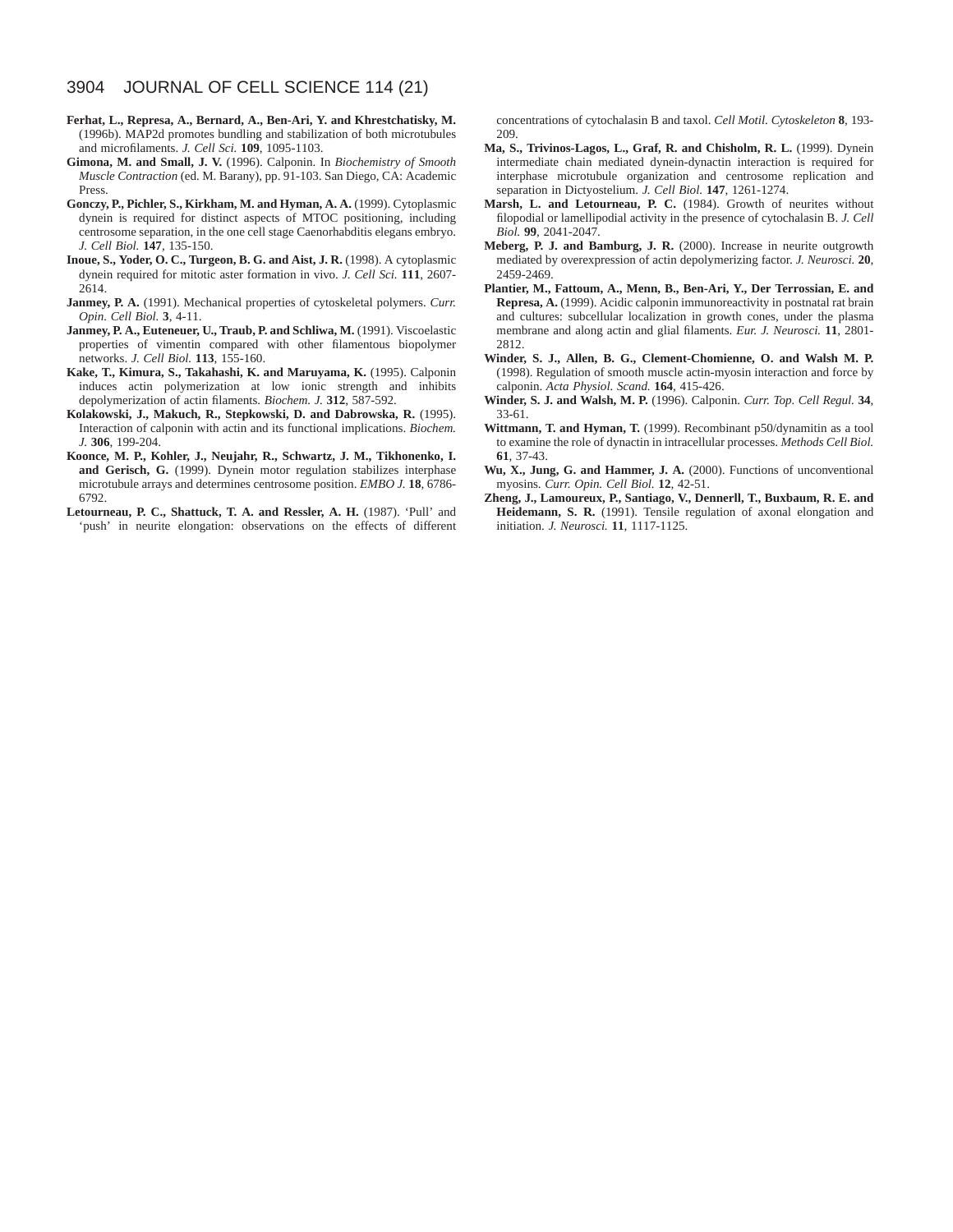**Ferhat, L., Represa, A., Bernard, A., Ben-Ari, Y. and Khrestchatisky, M.** (1996b). MAP2d promotes bundling and stabilization of both microtubules and microfilaments. *J. Cell Sci.* **109**, 1095-1103.

**Gimona, M. and Small, J. V.** (1996). Calponin. In *Biochemistry of Smooth Muscle Contraction* (ed. M. Barany), pp. 91-103. San Diego, CA: Academic Press.

**Gonczy, P., Pichler, S., Kirkham, M. and Hyman, A. A.** (1999). Cytoplasmic dynein is required for distinct aspects of MTOC positioning, including centrosome separation, in the one cell stage Caenorhabditis elegans embryo. *J. Cell Biol.* **147**, 135-150.

**Inoue, S., Yoder, O. C., Turgeon, B. G. and Aist, J. R.** (1998). A cytoplasmic dynein required for mitotic aster formation in vivo. *J. Cell Sci.* **111**, 2607-2614.

**Janmey, P. A.** (1991). Mechanical properties of cytoskeletal polymers. *Curr. Opin. Cell Biol.* **3**, 4-11.

**Janmey, P. A., Euteneuer, U., Traub, P. and Schliwa, M.** (1991). Viscoelastic properties of vimentin compared with other filamentous biopolymer networks. *J. Cell Biol.* **113**, 155-160.

**Kake, T., Kimura, S., Takahashi, K. and Maruyama, K.** (1995). Calponin induces actin polymerization at low ionic strength and inhibits depolymerization of actin filaments. *Biochem. J.* **312**, 587-592.

**Kolakowski, J., Makuch, R., Stepkowski, D. and Dabrowska, R.** (1995). Interaction of calponin with actin and its functional implications. *Biochem. J.* **306**, 199-204.

**Koonce, M. P., Kohler, J., Neujahr, R., Schwartz, J. M., Tikhonenko, I. and Gerisch, G.** (1999). Dynein motor regulation stabilizes interphase microtubule arrays and determines centrosome position. *EMBO J.* **18**, 6786-6792.

**Letourneau, P. C., Shattuck, T. A. and Ressler, A. H.** (1987). 'Pull' and 'push' in neurite elongation: observations on the effects of different concentrations of cytochalasin B and taxol. *Cell Motil. Cytoskeleton* **8**, 193-209.

**Ma, S., Trivinos-Lagos, L., Graf, R. and Chisholm, R. L.** (1999). Dynein intermediate chain mediated dynein-dynactin interaction is required for interphase microtubule organization and centrosome replication and separation in Dictyostelium. *J. Cell Biol.* **147**, 1261-1274.

**Marsh, L. and Letourneau, P. C.** (1984). Growth of neurites without filopodial or lamellipodial activity in the presence of cytochalasin B. *J. Cell Biol.* **99**, 2041-2047.

**Meberg, P. J. and Bamburg, J. R.** (2000). Increase in neurite outgrowth mediated by overexpression of actin depolymerizing factor. *J. Neurosci.* **20**, 2459-2469.

**Plantier, M., Fattoum, A., Menn, B., Ben-Ari, Y., Der Terrossian, E. and Represa, A.** (1999). Acidic calponin immunoreactivity in postnatal rat brain and cultures: subcellular localization in growth cones, under the plasma membrane and along actin and glial filaments. *Eur. J. Neurosci.* **11**, 2801-2812.

**Winder, S. J., Allen, B. G., Clement-Chomienne, O. and Walsh M. P.** (1998). Regulation of smooth muscle actin-myosin interaction and force by calponin. *Acta Physiol. Scand.* **164**, 415-426.

**Winder, S. J. and Walsh, M. P.** (1996). Calponin. *Curr. Top. Cell Regul.* **34**, 33-61.

**Wittmann, T. and Hyman, T.** (1999). Recombinant p50/dynamitin as a tool to examine the role of dynactin in intracellular processes. *Methods Cell Biol.* **61**, 37-43.

**Wu, X., Jung, G. and Hammer, J. A.** (2000). Functions of unconventional myosins. *Curr. Opin. Cell Biol.* **12**, 42-51.

**Zheng, J., Lamoureux, P., Santiago, V., Dennerll, T., Buxbaum, R. E. and Heidemann, S. R.** (1991). Tensile regulation of axonal elongation and initiation. *J. Neurosci.* **11**, 1117-1125.